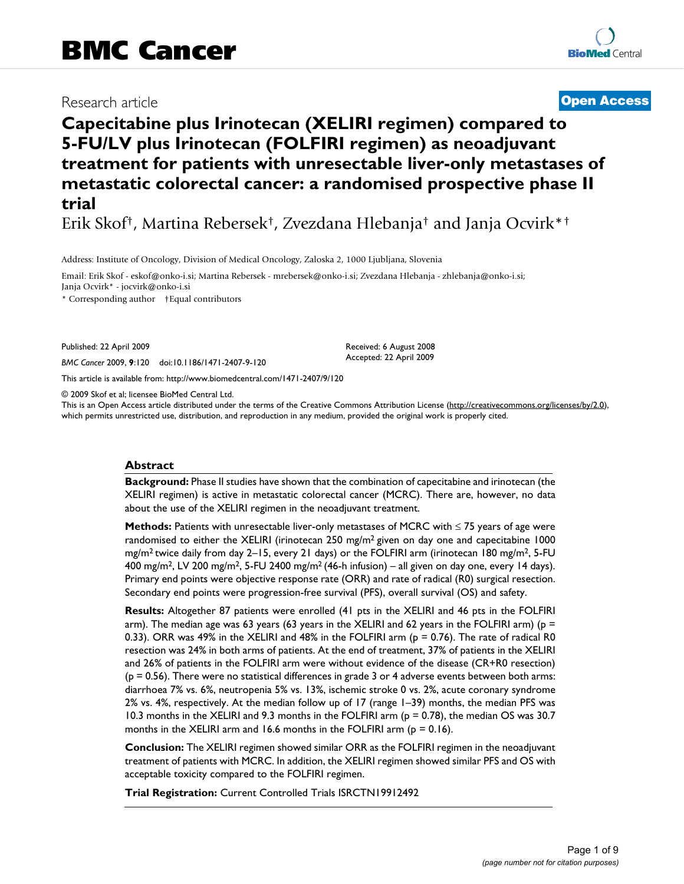# BMC Cancer

Research article

**Open Access**

# Capecitabine plus Irinotecan (XELIRI regimen) compared to 5-FU/LV plus Irinotecan (FOLFIRI regimen) as neoadjuvant treatment for patients with unresectable liver-only metastases of metastatic colorectal cancer: a randomised prospective phase II trial

Erik Skof†, Martina Rebersek†, Zvezdana Hlebanja† and Janja Ocvirk*†

Address: Institute of Oncology, Division of Medical Oncology, Zaloska 2, 1000 Ljubljana, Slovenia

Email: Erik Skof - eskof@onko-i.si; Martina Rebersek - mrebersek@onko-i.si; Zvezdana Hlebanja - zhlebanja@onko-i.si; Janja Ocvirk* - jocvirk@onko-i.si

\* Corresponding author    †Equal contributors

Published: 22 April 2009

*BMC Cancer* 2009, **9**:120    doi:10.1186/1471-2407-9-120

Received: 6 August 2008
Accepted: 22 April 2009

This article is available from: http://www.biomedcentral.com/1471-2407/9/120

© 2009 Skof et al; licensee BioMed Central Ltd.

This is an Open Access article distributed under the terms of the Creative Commons Attribution License (http://creativecommons.org/licenses/by/2.0), which permits unrestricted use, distribution, and reproduction in any medium, provided the original work is properly cited.

## Abstract

**Background:** Phase II studies have shown that the combination of capecitabine and irinotecan (the XELIRI regimen) is active in metastatic colorectal cancer (MCRC). There are, however, no data about the use of the XELIRI regimen in the neoadjuvant treatment.

**Methods:** Patients with unresectable liver-only metastases of MCRC with ≤ 75 years of age were randomised to either the XELIRI (irinotecan 250 mg/m$^2$ given on day one and capecitabine 1000 mg/m$^2$ twice daily from day 2–15, every 21 days) or the FOLFIRI arm (irinotecan 180 mg/m$^2$, 5-FU 400 mg/m$^2$, LV 200 mg/m$^2$, 5-FU 2400 mg/m$^2$ (46-h infusion) – all given on day one, every 14 days). Primary end points were objective response rate (ORR) and rate of radical (R0) surgical resection. Secondary end points were progression-free survival (PFS), overall survival (OS) and safety.

**Results:** Altogether 87 patients were enrolled (41 pts in the XELIRI and 46 pts in the FOLFIRI arm). The median age was 63 years (63 years in the XELIRI and 62 years in the FOLFIRI arm) ($p = 0.33$). ORR was 49% in the XELIRI and 48% in the FOLFIRI arm ($p = 0.76$). The rate of radical R0 resection was 24% in both arms of patients. At the end of treatment, 37% of patients in the XELIRI and 26% of patients in the FOLFIRI arm were without evidence of the disease (CR+R0 resection) ($p = 0.56$). There were no statistical differences in grade 3 or 4 adverse events between both arms: diarrhoea 7% vs. 6%, neutropenia 5% vs. 13%, ischemic stroke 0 vs. 2%, acute coronary syndrome 2% vs. 4%, respectively. At the median follow up of 17 (range 1–39) months, the median PFS was 10.3 months in the XELIRI and 9.3 months in the FOLFIRI arm ($p = 0.78$), the median OS was 30.7 months in the XELIRI arm and 16.6 months in the FOLFIRI arm ($p = 0.16$).

**Conclusion:** The XELIRI regimen showed similar ORR as the FOLFIRI regimen in the neoadjuvant treatment of patients with MCRC. In addition, the XELIRI regimen showed similar PFS and OS with acceptable toxicity compared to the FOLFIRI regimen.

**Trial Registration:** Current Controlled Trials ISRCTN19912492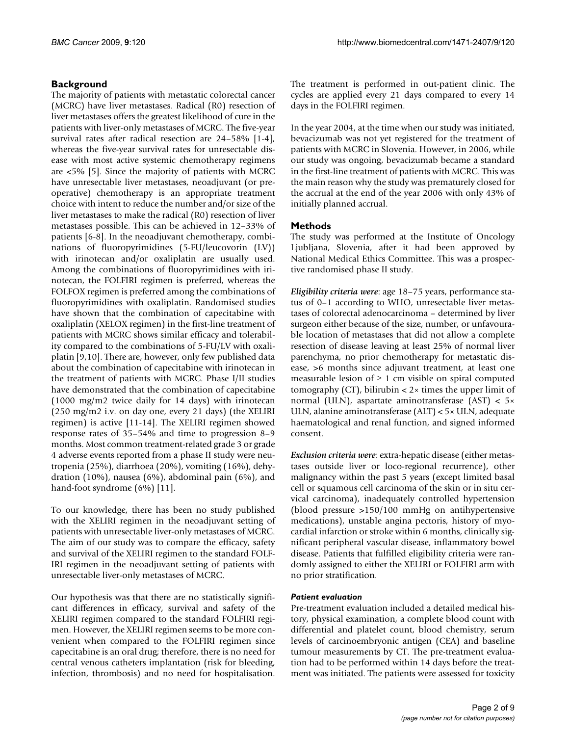## Background

The majority of patients with metastatic colorectal cancer (MCRC) have liver metastases. Radical (R0) resection of liver metastases offers the greatest likelihood of cure in the patients with liver-only metastases of MCRC. The five-year survival rates after radical resection are 24–58% [1-4], whereas the five-year survival rates for unresectable disease with most active systemic chemotherapy regimens are <5% [5]. Since the majority of patients with MCRC have unresectable liver metastases, neoadjuvant (or preoperative) chemotherapy is an appropriate treatment choice with intent to reduce the number and/or size of the liver metastases to make the radical (R0) resection of liver metastases possible. This can be achieved in 12–33% of patients [6-8]. In the neoadjuvant chemotherapy, combinations of fluoropyrimidines (5-FU/leucovorin (LV)) with irinotecan and/or oxaliplatin are usually used. Among the combinations of fluoropyrimidines with irinotecan, the FOLFIRI regimen is preferred, whereas the FOLFOX regimen is preferred among the combinations of fluoropyrimidines with oxaliplatin. Randomised studies have shown that the combination of capecitabine with oxaliplatin (XELOX regimen) in the first-line treatment of patients with MCRC shows similar efficacy and tolerability compared to the combinations of 5-FU/LV with oxaliplatin [9,10]. There are, however, only few published data about the combination of capecitabine with irinotecan in the treatment of patients with MCRC. Phase I/II studies have demonstrated that the combination of capecitabine (1000 mg/m2 twice daily for 14 days) with irinotecan (250 mg/m2 i.v. on day one, every 21 days) (the XELIRI regimen) is active [11-14]. The XELIRI regimen showed response rates of 35–54% and time to progression 8–9 months. Most common treatment-related grade 3 or grade 4 adverse events reported from a phase II study were neutropenia (25%), diarrhoea (20%), vomiting (16%), dehydration (10%), nausea (6%), abdominal pain (6%), and hand-foot syndrome (6%) [11].

To our knowledge, there has been no study published with the XELIRI regimen in the neoadjuvant setting of patients with unresectable liver-only metastases of MCRC. The aim of our study was to compare the efficacy, safety and survival of the XELIRI regimen to the standard FOLFIRI regimen in the neoadjuvant setting of patients with unresectable liver-only metastases of MCRC.

Our hypothesis was that there are no statistically significant differences in efficacy, survival and safety of the XELIRI regimen compared to the standard FOLFIRI regimen. However, the XELIRI regimen seems to be more convenient when compared to the FOLFIRI regimen since capecitabine is an oral drug; therefore, there is no need for central venous catheters implantation (risk for bleeding, infection, thrombosis) and no need for hospitalisation. The treatment is performed in out-patient clinic. The cycles are applied every 21 days compared to every 14 days in the FOLFIRI regimen.

In the year 2004, at the time when our study was initiated, bevacizumab was not yet registered for the treatment of patients with MCRC in Slovenia. However, in 2006, while our study was ongoing, bevacizumab became a standard in the first-line treatment of patients with MCRC. This was the main reason why the study was prematurely closed for the accrual at the end of the year 2006 with only 43% of initially planned accrual.

## Methods

The study was performed at the Institute of Oncology Ljubljana, Slovenia, after it had been approved by National Medical Ethics Committee. This was a prospective randomised phase II study.

*Eligibility criteria were*: age 18–75 years, performance status of 0–1 according to WHO, unresectable liver metastases of colorectal adenocarcinoma – determined by liver surgeon either because of the size, number, or unfavourable location of metastases that did not allow a complete resection of disease leaving at least 25% of normal liver parenchyma, no prior chemotherapy for metastatic disease, >6 months since adjuvant treatment, at least one measurable lesion of ≥ 1 cm visible on spiral computed tomography (CT), bilirubin < 2× times the upper limit of normal (ULN), aspartate aminotransferase (AST) < 5× ULN, alanine aminotransferase (ALT) < 5× ULN, adequate haematological and renal function, and signed informed consent.

*Exclusion criteria were*: extra-hepatic disease (either metastases outside liver or loco-regional recurrence), other malignancy within the past 5 years (except limited basal cell or squamous cell carcinoma of the skin or in situ cervical carcinoma), inadequately controlled hypertension (blood pressure >150/100 mmHg on antihypertensive medications), unstable angina pectoris, history of myocardial infarction or stroke within 6 months, clinically significant peripheral vascular disease, inflammatory bowel disease. Patients that fulfilled eligibility criteria were randomly assigned to either the XELIRI or FOLFIRI arm with no prior stratification.

### *Patient evaluation*

Pre-treatment evaluation included a detailed medical history, physical examination, a complete blood count with differential and platelet count, blood chemistry, serum levels of carcinoembryonic antigen (CEA) and baseline tumour measurements by CT. The pre-treatment evaluation had to be performed within 14 days before the treatment was initiated. The patients were assessed for toxicity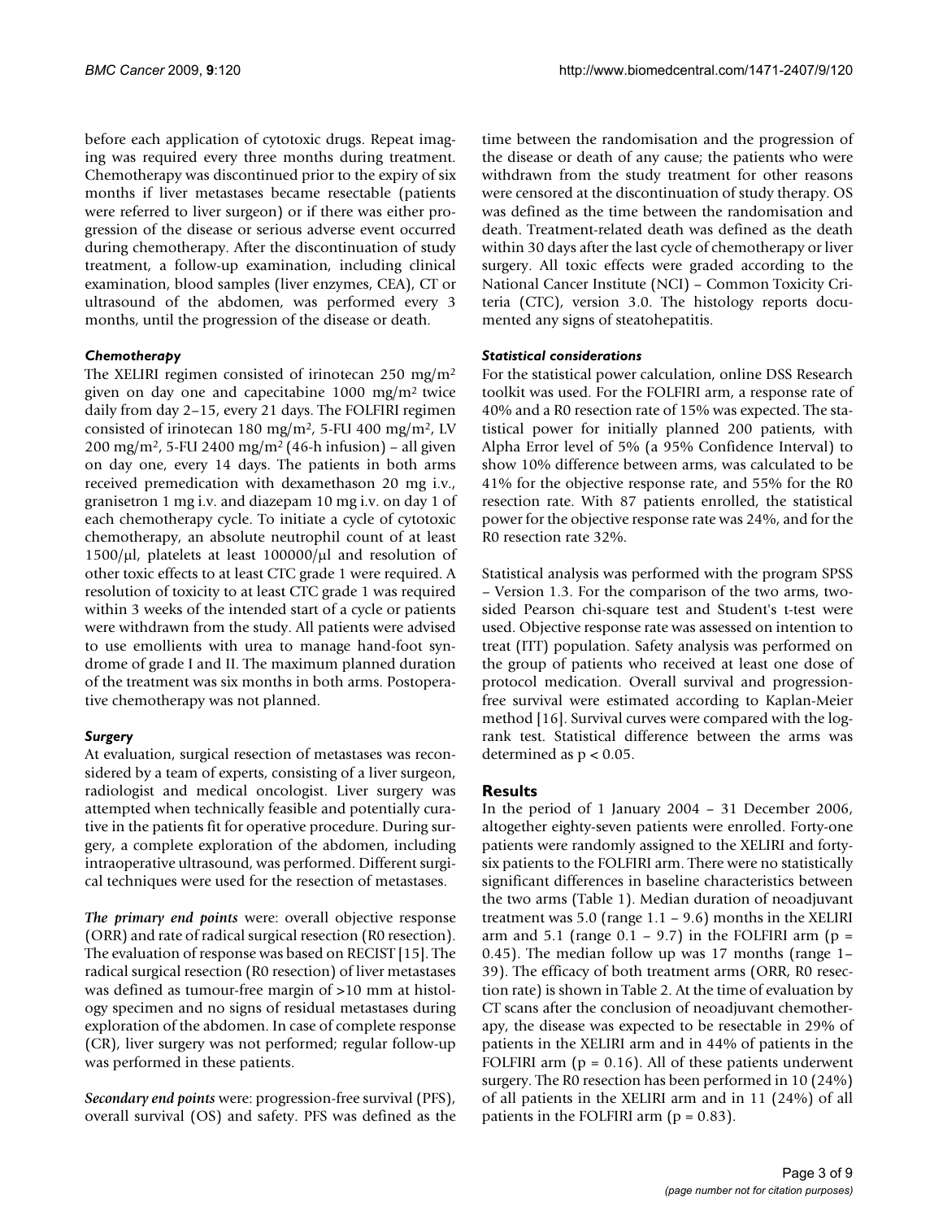before each application of cytotoxic drugs. Repeat imaging was required every three months during treatment. Chemotherapy was discontinued prior to the expiry of six months if liver metastases became resectable (patients were referred to liver surgeon) or if there was either progression of the disease or serious adverse event occurred during chemotherapy. After the discontinuation of study treatment, a follow-up examination, including clinical examination, blood samples (liver enzymes, CEA), CT or ultrasound of the abdomen, was performed every 3 months, until the progression of the disease or death.

### *Chemotherapy*

The XELIRI regimen consisted of irinotecan 250 mg/m$^2$ given on day one and capecitabine 1000 mg/m$^2$ twice daily from day 2–15, every 21 days. The FOLFIRI regimen consisted of irinotecan 180 mg/m$^2$, 5-FU 400 mg/m$^2$, LV 200 mg/m$^2$, 5-FU 2400 mg/m$^2$ (46-h infusion) – all given on day one, every 14 days. The patients in both arms received premedication with dexamethason 20 mg i.v., granisetron 1 mg i.v. and diazepam 10 mg i.v. on day 1 of each chemotherapy cycle. To initiate a cycle of cytotoxic chemotherapy, an absolute neutrophil count of at least 1500/μl, platelets at least 100000/μl and resolution of other toxic effects to at least CTC grade 1 were required. A resolution of toxicity to at least CTC grade 1 was required within 3 weeks of the intended start of a cycle or patients were withdrawn from the study. All patients were advised to use emollients with urea to manage hand-foot syndrome of grade I and II. The maximum planned duration of the treatment was six months in both arms. Postoperative chemotherapy was not planned.

### *Surgery*

At evaluation, surgical resection of metastases was reconsidered by a team of experts, consisting of a liver surgeon, radiologist and medical oncologist. Liver surgery was attempted when technically feasible and potentially curative in the patients fit for operative procedure. During surgery, a complete exploration of the abdomen, including intraoperative ultrasound, was performed. Different surgical techniques were used for the resection of metastases.

***The primary end points*** were: overall objective response (ORR) and rate of radical surgical resection (R0 resection). The evaluation of response was based on RECIST [15]. The radical surgical resection (R0 resection) of liver metastases was defined as tumour-free margin of >10 mm at histology specimen and no signs of residual metastases during exploration of the abdomen. In case of complete response (CR), liver surgery was not performed; regular follow-up was performed in these patients.

***Secondary end points*** were: progression-free survival (PFS), overall survival (OS) and safety. PFS was defined as the time between the randomisation and the progression of the disease or death of any cause; the patients who were withdrawn from the study treatment for other reasons were censored at the discontinuation of study therapy. OS was defined as the time between the randomisation and death. Treatment-related death was defined as the death within 30 days after the last cycle of chemotherapy or liver surgery. All toxic effects were graded according to the National Cancer Institute (NCI) – Common Toxicity Criteria (CTC), version 3.0. The histology reports documented any signs of steatohepatitis.

### *Statistical considerations*

For the statistical power calculation, online DSS Research toolkit was used. For the FOLFIRI arm, a response rate of 40% and a R0 resection rate of 15% was expected. The statistical power for initially planned 200 patients, with Alpha Error level of 5% (a 95% Confidence Interval) to show 10% difference between arms, was calculated to be 41% for the objective response rate, and 55% for the R0 resection rate. With 87 patients enrolled, the statistical power for the objective response rate was 24%, and for the R0 resection rate 32%.

Statistical analysis was performed with the program SPSS – Version 1.3. For the comparison of the two arms, two-sided Pearson chi-square test and Student's t-test were used. Objective response rate was assessed on intention to treat (ITT) population. Safety analysis was performed on the group of patients who received at least one dose of protocol medication. Overall survival and progression-free survival were estimated according to Kaplan-Meier method [16]. Survival curves were compared with the log-rank test. Statistical difference between the arms was determined as $p < 0.05$.

## Results

In the period of 1 January 2004 – 31 December 2006, altogether eighty-seven patients were enrolled. Forty-one patients were randomly assigned to the XELIRI and forty-six patients to the FOLFIRI arm. There were no statistically significant differences in baseline characteristics between the two arms (Table 1). Median duration of neoadjuvant treatment was 5.0 (range 1.1 – 9.6) months in the XELIRI arm and 5.1 (range 0.1 – 9.7) in the FOLFIRI arm ($p = 0.45$). The median follow up was 17 months (range 1–39). The efficacy of both treatment arms (ORR, R0 resection rate) is shown in Table 2. At the time of evaluation by CT scans after the conclusion of neoadjuvant chemotherapy, the disease was expected to be resectable in 29% of patients in the XELIRI arm and in 44% of patients in the FOLFIRI arm ($p = 0.16$). All of these patients underwent surgery. The R0 resection has been performed in 10 (24%) of all patients in the XELIRI arm and in 11 (24%) of all patients in the FOLFIRI arm ($p = 0.83$).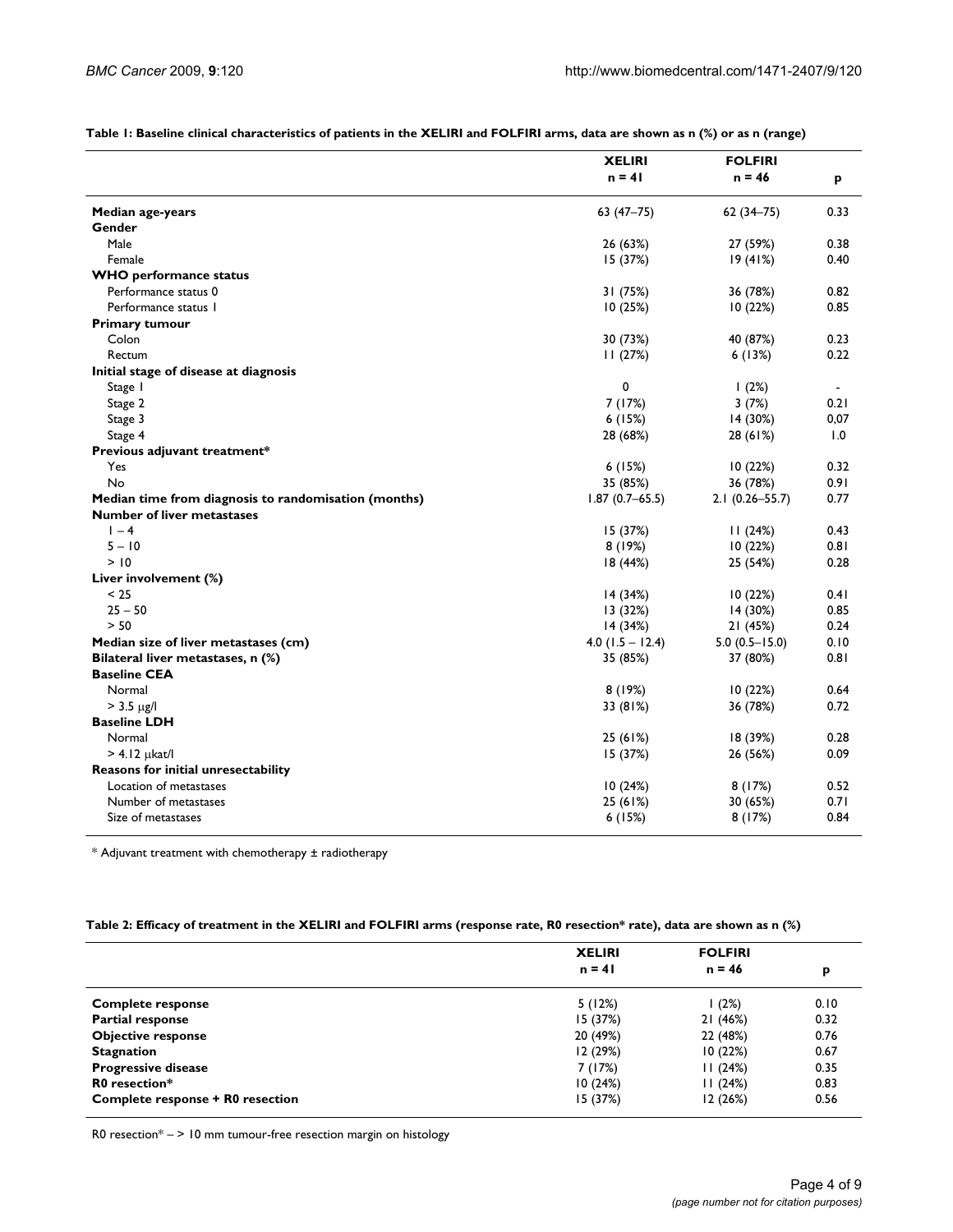**Table 1: Baseline clinical characteristics of patients in the XELIRI and FOLFIRI arms, data are shown as n (%) or as n (range)**

| | XELIRI n = 41 | FOLFIRI n = 46 | p |
|---|---|---|---|
| **Median age-years** | 63 (47–75) | 62 (34–75) | 0.33 |
| **Gender** | | | |
| Male | 26 (63%) | 27 (59%) | 0.38 |
| Female | 15 (37%) | 19 (41%) | 0.40 |
| **WHO performance status** | | | |
| Performance status 0 | 31 (75%) | 36 (78%) | 0.82 |
| Performance status 1 | 10 (25%) | 10 (22%) | 0.85 |
| **Primary tumour** | | | |
| Colon | 30 (73%) | 40 (87%) | 0.23 |
| Rectum | 11 (27%) | 6 (13%) | 0.22 |
| **Initial stage of disease at diagnosis** | | | |
| Stage 1 | 0 | 1 (2%) | - |
| Stage 2 | 7 (17%) | 3 (7%) | 0.21 |
| Stage 3 | 6 (15%) | 14 (30%) | 0,07 |
| Stage 4 | 28 (68%) | 28 (61%) | 1.0 |
| **Previous adjuvant treatment*** | | | |
| Yes | 6 (15%) | 10 (22%) | 0.32 |
| No | 35 (85%) | 36 (78%) | 0.91 |
| **Median time from diagnosis to randomisation (months)** | 1.87 (0.7–65.5) | 2.1 (0.26–55.7) | 0.77 |
| **Number of liver metastases** | | | |
| 1 – 4 | 15 (37%) | 11 (24%) | 0.43 |
| 5 – 10 | 8 (19%) | 10 (22%) | 0.81 |
| > 10 | 18 (44%) | 25 (54%) | 0.28 |
| **Liver involvement (%)** | | | |
| < 25 | 14 (34%) | 10 (22%) | 0.41 |
| 25 – 50 | 13 (32%) | 14 (30%) | 0.85 |
| > 50 | 14 (34%) | 21 (45%) | 0.24 |
| **Median size of liver metastases (cm)** | 4.0 (1.5 – 12.4) | 5.0 (0.5–15.0) | 0.10 |
| **Bilateral liver metastases, n (%)** | 35 (85%) | 37 (80%) | 0.81 |
| **Baseline CEA** | | | |
| Normal | 8 (19%) | 10 (22%) | 0.64 |
| > 3.5 μg/l | 33 (81%) | 36 (78%) | 0.72 |
| **Baseline LDH** | | | |
| Normal | 25 (61%) | 18 (39%) | 0.28 |
| > 4.12 μkat/l | 15 (37%) | 26 (56%) | 0.09 |
| **Reasons for initial unresectability** | | | |
| Location of metastases | 10 (24%) | 8 (17%) | 0.52 |
| Number of metastases | 25 (61%) | 30 (65%) | 0.71 |
| Size of metastases | 6 (15%) | 8 (17%) | 0.84 |

\* Adjuvant treatment with chemotherapy ± radiotherapy

**Table 2: Efficacy of treatment in the XELIRI and FOLFIRI arms (response rate, R0 resection* rate), data are shown as n (%)**

| | XELIRI n = 41 | FOLFIRI n = 46 | p |
|---|---|---|---|
| **Complete response** | 5 (12%) | 1 (2%) | 0.10 |
| **Partial response** | 15 (37%) | 21 (46%) | 0.32 |
| **Objective response** | 20 (49%) | 22 (48%) | 0.76 |
| **Stagnation** | 12 (29%) | 10 (22%) | 0.67 |
| **Progressive disease** | 7 (17%) | 11 (24%) | 0.35 |
| **R0 resection*** | 10 (24%) | 11 (24%) | 0.83 |
| **Complete response + R0 resection** | 15 (37%) | 12 (26%) | 0.56 |

R0 resection* – > 10 mm tumour-free resection margin on histology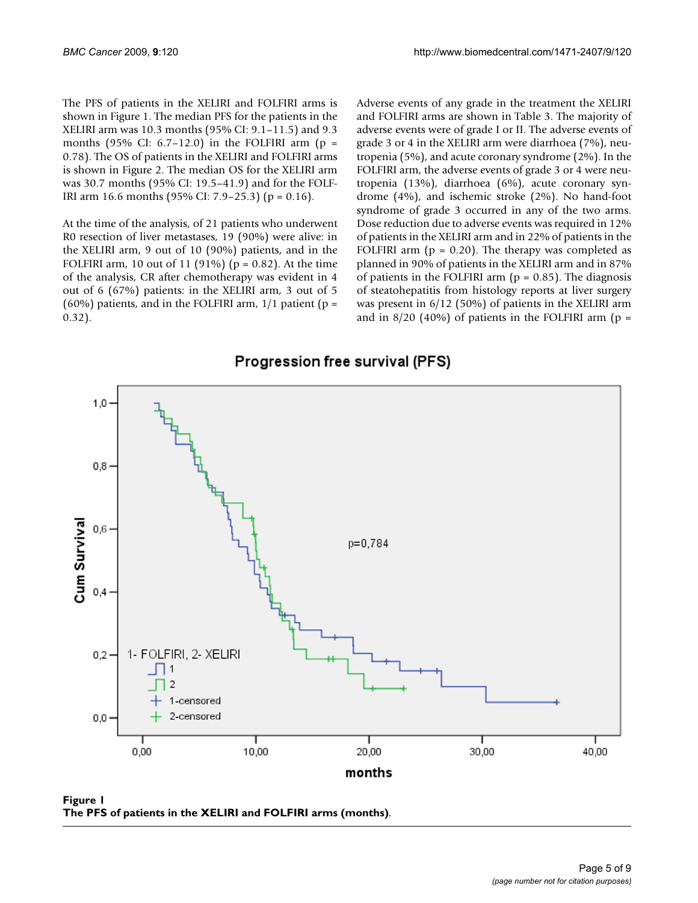The PFS of patients in the XELIRI and FOLFIRI arms is shown in Figure 1. The median PFS for the patients in the XELIRI arm was 10.3 months (95% CI: 9.1–11.5) and 9.3 months (95% CI: 6.7–12.0) in the FOLFIRI arm (p = 0.78). The OS of patients in the XELIRI and FOLFIRI arms is shown in Figure 2. The median OS for the XELIRI arm was 30.7 months (95% CI: 19.5–41.9) and for the FOLFIRI arm 16.6 months (95% CI: 7.9–25.3) (p = 0.16).

At the time of the analysis, of 21 patients who underwent R0 resection of liver metastases, 19 (90%) were alive: in the XELIRI arm, 9 out of 10 (90%) patients, and in the FOLFIRI arm, 10 out of 11 (91%) (p = 0.82). At the time of the analysis, CR after chemotherapy was evident in 4 out of 6 (67%) patients: in the XELIRI arm, 3 out of 5 (60%) patients, and in the FOLFIRI arm, 1/1 patient (p = 0.32).

Adverse events of any grade in the treatment the XELIRI and FOLFIRI arms are shown in Table 3. The majority of adverse events were of grade I or II. The adverse events of grade 3 or 4 in the XELIRI arm were diarrhoea (7%), neutropenia (5%), and acute coronary syndrome (2%). In the FOLFIRI arm, the adverse events of grade 3 or 4 were neutropenia (13%), diarrhoea (6%), acute coronary syndrome (4%), and ischemic stroke (2%). No hand-foot syndrome of grade 3 occurred in any of the two arms. Dose reduction due to adverse events was required in 12% of patients in the XELIRI arm and in 22% of patients in the FOLFIRI arm (p = 0.20). The therapy was completed as planned in 90% of patients in the XELIRI arm and in 87% of patients in the FOLFIRI arm (p = 0.85). The diagnosis of steatohepatitis from histology reports at liver surgery was present in 6/12 (50%) of patients in the XELIRI arm and in 8/20 (40%) of patients in the FOLFIRI arm (p =

**Figure 1**
**The PFS of patients in the XELIRI and FOLFIRI arms (months)**.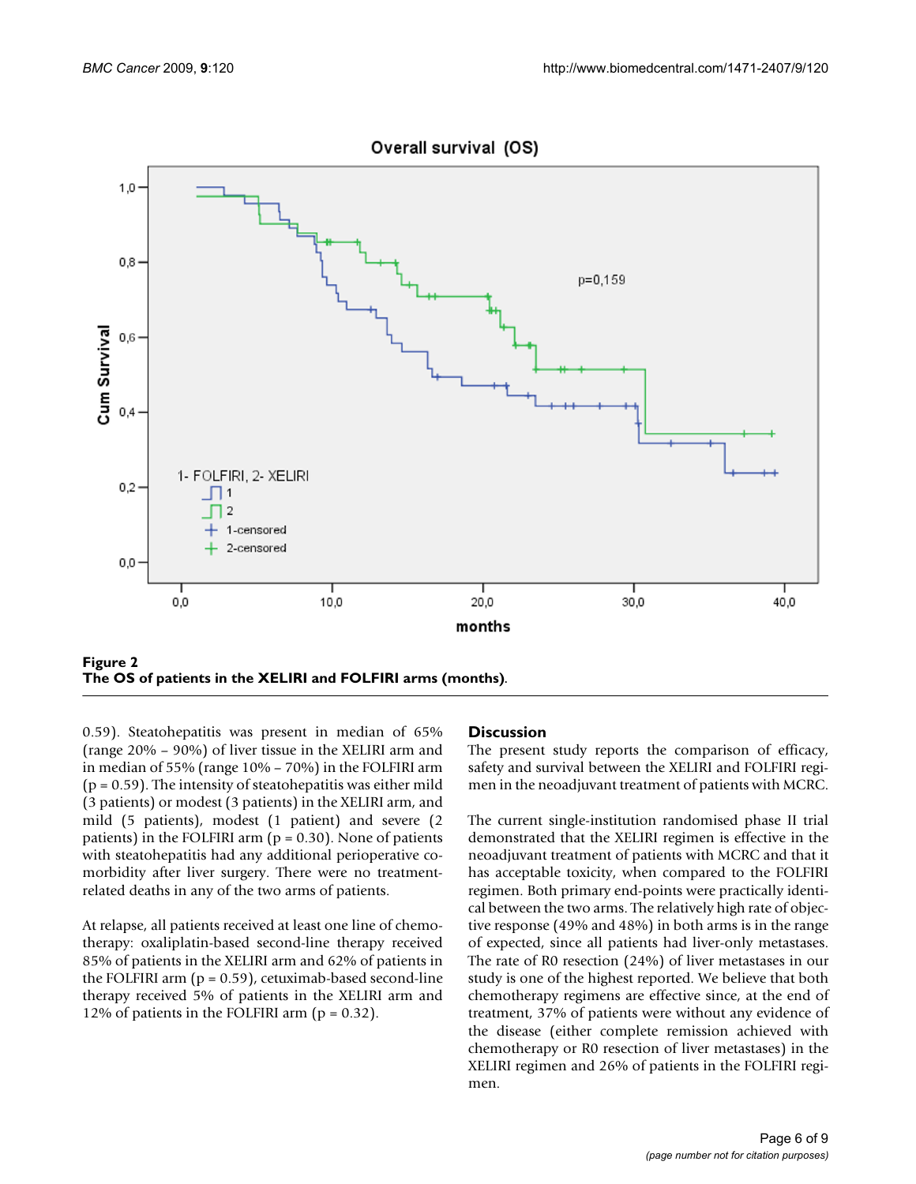**Figure 2**
**The OS of patients in the XELIRI and FOLFIRI arms (months).**

0.59). Steatohepatitis was present in median of 65% (range 20% – 90%) of liver tissue in the XELIRI arm and in median of 55% (range 10% – 70%) in the FOLFIRI arm (p = 0.59). The intensity of steatohepatitis was either mild (3 patients) or modest (3 patients) in the XELIRI arm, and mild (5 patients), modest (1 patient) and severe (2 patients) in the FOLFIRI arm (p = 0.30). None of patients with steatohepatitis had any additional perioperative co-morbidity after liver surgery. There were no treatment-related deaths in any of the two arms of patients.

At relapse, all patients received at least one line of chemotherapy: oxaliplatin-based second-line therapy received 85% of patients in the XELIRI arm and 62% of patients in the FOLFIRI arm (p = 0.59), cetuximab-based second-line therapy received 5% of patients in the XELIRI arm and 12% of patients in the FOLFIRI arm (p = 0.32).

## Discussion

The present study reports the comparison of efficacy, safety and survival between the XELIRI and FOLFIRI regimen in the neoadjuvant treatment of patients with MCRC.

The current single-institution randomised phase II trial demonstrated that the XELIRI regimen is effective in the neoadjuvant treatment of patients with MCRC and that it has acceptable toxicity, when compared to the FOLFIRI regimen. Both primary end-points were practically identical between the two arms. The relatively high rate of objective response (49% and 48%) in both arms is in the range of expected, since all patients had liver-only metastases. The rate of R0 resection (24%) of liver metastases in our study is one of the highest reported. We believe that both chemotherapy regimens are effective since, at the end of treatment, 37% of patients were without any evidence of the disease (either complete remission achieved with chemotherapy or R0 resection of liver metastases) in the XELIRI regimen and 26% of patients in the FOLFIRI regimen.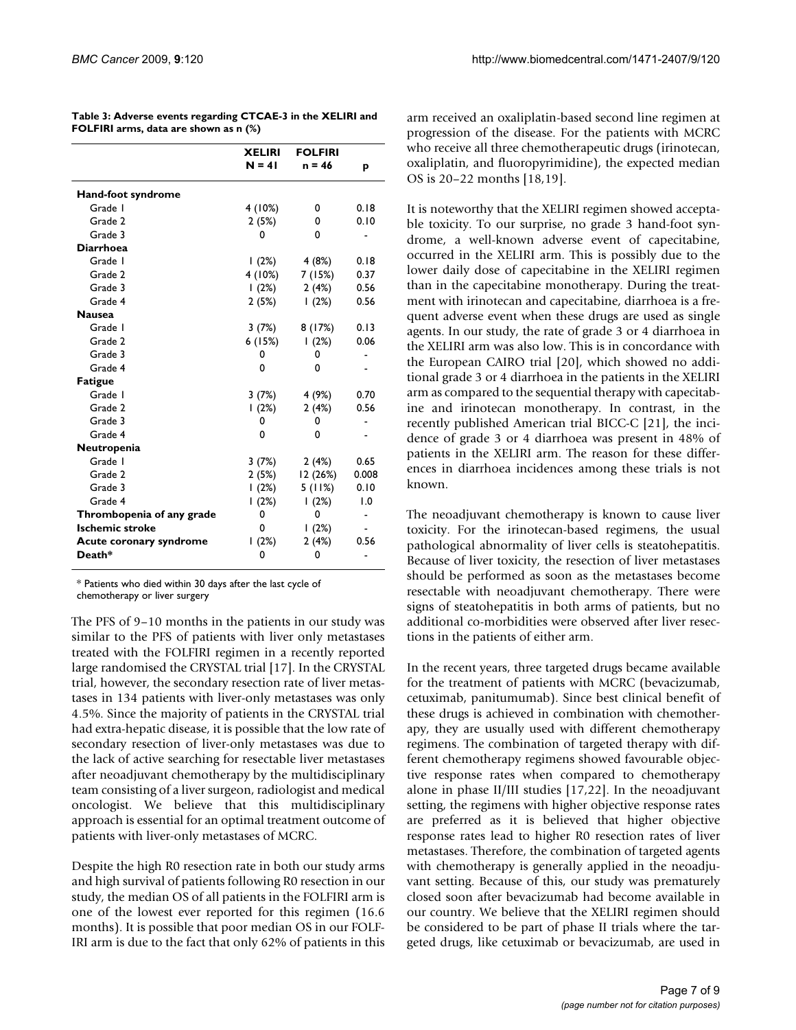**Table 3: Adverse events regarding CTCAE-3 in the XELIRI and FOLFIRI arms, data are shown as n (%)**

| | XELIRI N = 41 | FOLFIRI n = 46 | p |
|---|---|---|---|
| **Hand-foot syndrome** | | | |
| Grade 1 | 4 (10%) | 0 | 0.18 |
| Grade 2 | 2 (5%) | 0 | 0.10 |
| Grade 3 | 0 | 0 | - |
| **Diarrhoea** | | | |
| Grade 1 | 1 (2%) | 4 (8%) | 0.18 |
| Grade 2 | 4 (10%) | 7 (15%) | 0.37 |
| Grade 3 | 1 (2%) | 2 (4%) | 0.56 |
| Grade 4 | 2 (5%) | 1 (2%) | 0.56 |
| **Nausea** | | | |
| Grade 1 | 3 (7%) | 8 (17%) | 0.13 |
| Grade 2 | 6 (15%) | 1 (2%) | 0.06 |
| Grade 3 | 0 | 0 | - |
| Grade 4 | 0 | 0 | - |
| **Fatigue** | | | |
| Grade 1 | 3 (7%) | 4 (9%) | 0.70 |
| Grade 2 | 1 (2%) | 2 (4%) | 0.56 |
| Grade 3 | 0 | 0 | - |
| Grade 4 | 0 | 0 | - |
| **Neutropenia** | | | |
| Grade 1 | 3 (7%) | 2 (4%) | 0.65 |
| Grade 2 | 2 (5%) | 12 (26%) | 0.008 |
| Grade 3 | 1 (2%) | 5 (11%) | 0.10 |
| Grade 4 | 1 (2%) | 1 (2%) | 1.0 |
| **Thrombopenia of any grade** | 0 | 0 | - |
| **Ischemic stroke** | 0 | 1 (2%) | - |
| **Acute coronary syndrome** | 1 (2%) | 2 (4%) | 0.56 |
| **Death*** | 0 | 0 | - |

* Patients who died within 30 days after the last cycle of chemotherapy or liver surgery

The PFS of 9–10 months in the patients in our study was similar to the PFS of patients with liver only metastases treated with the FOLFIRI regimen in a recently reported large randomised the CRYSTAL trial [17]. In the CRYSTAL trial, however, the secondary resection rate of liver metastases in 134 patients with liver-only metastases was only 4.5%. Since the majority of patients in the CRYSTAL trial had extra-hepatic disease, it is possible that the low rate of secondary resection of liver-only metastases was due to the lack of active searching for resectable liver metastases after neoadjuvant chemotherapy by the multidisciplinary team consisting of a liver surgeon, radiologist and medical oncologist. We believe that this multidisciplinary approach is essential for an optimal treatment outcome of patients with liver-only metastases of MCRC.

Despite the high R0 resection rate in both our study arms and high survival of patients following R0 resection in our study, the median OS of all patients in the FOLFIRI arm is one of the lowest ever reported for this regimen (16.6 months). It is possible that poor median OS in our FOLFIRI arm is due to the fact that only 62% of patients in this arm received an oxaliplatin-based second line regimen at progression of the disease. For the patients with MCRC who receive all three chemotherapeutic drugs (irinotecan, oxaliplatin, and fluoropyrimidine), the expected median OS is 20–22 months [18,19].

It is noteworthy that the XELIRI regimen showed acceptable toxicity. To our surprise, no grade 3 hand-foot syndrome, a well-known adverse event of capecitabine, occurred in the XELIRI arm. This is possibly due to the lower daily dose of capecitabine in the XELIRI regimen than in the capecitabine monotherapy. During the treatment with irinotecan and capecitabine, diarrhoea is a frequent adverse event when these drugs are used as single agents. In our study, the rate of grade 3 or 4 diarrhoea in the XELIRI arm was also low. This is in concordance with the European CAIRO trial [20], which showed no additional grade 3 or 4 diarrhoea in the patients in the XELIRI arm as compared to the sequential therapy with capecitabine and irinotecan monotherapy. In contrast, in the recently published American trial BICC-C [21], the incidence of grade 3 or 4 diarrhoea was present in 48% of patients in the XELIRI arm. The reason for these differences in diarrhoea incidences among these trials is not known.

The neoadjuvant chemotherapy is known to cause liver toxicity. For the irinotecan-based regimens, the usual pathological abnormality of liver cells is steatohepatitis. Because of liver toxicity, the resection of liver metastases should be performed as soon as the metastases become resectable with neoadjuvant chemotherapy. There were signs of steatohepatitis in both arms of patients, but no additional co-morbidities were observed after liver resections in the patients of either arm.

In the recent years, three targeted drugs became available for the treatment of patients with MCRC (bevacizumab, cetuximab, panitumumab). Since best clinical benefit of these drugs is achieved in combination with chemotherapy, they are usually used with different chemotherapy regimens. The combination of targeted therapy with different chemotherapy regimens showed favourable objective response rates when compared to chemotherapy alone in phase II/III studies [17,22]. In the neoadjuvant setting, the regimens with higher objective response rates are preferred as it is believed that higher objective response rates lead to higher R0 resection rates of liver metastases. Therefore, the combination of targeted agents with chemotherapy is generally applied in the neoadjuvant setting. Because of this, our study was prematurely closed soon after bevacizumab had become available in our country. We believe that the XELIRI regimen should be considered to be part of phase II trials where the targeted drugs, like cetuximab or bevacizumab, are used in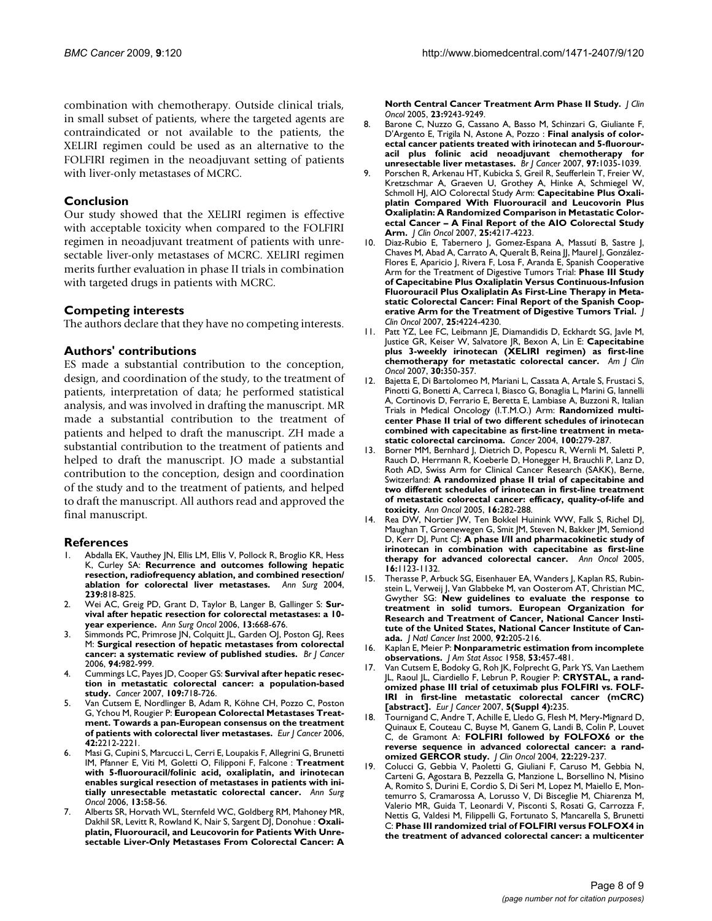combination with chemotherapy. Outside clinical trials, in small subset of patients, where the targeted agents are contraindicated or not available to the patients, the XELIRI regimen could be used as an alternative to the FOLFIRI regimen in the neoadjuvant setting of patients with liver-only metastases of MCRC.

## Conclusion

Our study showed that the XELIRI regimen is effective with acceptable toxicity when compared to the FOLFIRI regimen in neoadjuvant treatment of patients with unresectable liver-only metastases of MCRC. XELIRI regimen merits further evaluation in phase II trials in combination with targeted drugs in patients with MCRC.

## Competing interests

The authors declare that they have no competing interests.

## Authors' contributions

ES made a substantial contribution to the conception, design, and coordination of the study, to the treatment of patients, interpretation of data; he performed statistical analysis, and was involved in drafting the manuscript. MR made a substantial contribution to the treatment of patients and helped to draft the manuscript. ZH made a substantial contribution to the treatment of patients and helped to draft the manuscript. JO made a substantial contribution to the conception, design and coordination of the study and to the treatment of patients, and helped to draft the manuscript. All authors read and approved the final manuscript.

## References

1. Abdalla EK, Vauthey JN, Ellis LM, Ellis V, Pollock R, Broglio KR, Hess K, Curley SA: **Recurrence and outcomes following hepatic resection, radiofrequency ablation, and combined resection/ ablation for colorectal liver metastases.** *Ann Surg* 2004, **239:**818-825.
2. Wei AC, Greig PD, Grant D, Taylor B, Langer B, Gallinger S: **Survival after hepatic resection for colorectal metastases: a 10-year experience.** *Ann Surg Oncol* 2006, **13:**668-676.
3. Simmonds PC, Primrose JN, Colquitt JL, Garden OJ, Poston GJ, Rees M: **Surgical resection of hepatic metastases from colorectal cancer: a systematic review of published studies.** *Br J Cancer* 2006, **94:**982-999.
4. Cummings LC, Payes JD, Cooper GS: **Survival after hepatic resection in metastatic colorectal cancer: a population-based study.** *Cancer* 2007, **109:**718-726.
5. Van Cutsem E, Nordlinger B, Adam R, Köhne CH, Pozzo C, Poston G, Ychou M, Rougier P: **European Colorectal Metastases Treatment. Towards a pan-European consensus on the treatment of patients with colorectal liver metastases.** *Eur J Cancer* 2006, **42:**2212-2221.
6. Masi G, Cupini S, Marcucci L, Cerri E, Loupakis F, Allegrini G, Brunetti IM, Pfanner E, Viti M, Goletti O, Filipponi F, Falcone : **Treatment with 5-fluorouracil/folinic acid, oxaliplatin, and irinotecan enables surgical resection of metastases in patients with initially unresectable metastatic colorectal cancer.** *Ann Surg Oncol* 2006, **13:**58-56.
7. Alberts SR, Horvath WL, Sternfeld WC, Goldberg RM, Mahoney MR, Dakhil SR, Levitt R, Rowland K, Nair S, Sargent DJ, Donohue : **Oxaliplatin, Fluorouracil, and Leucovorin for Patients With Unresectable Liver-Only Metastases From Colorectal Cancer: A North Central Cancer Treatment Arm Phase II Study.** *J Clin Oncol* 2005, **23:**9243-9249.
8. Barone C, Nuzzo G, Cassano A, Basso M, Schinzari G, Giuliante F, D'Argento E, Trigila N, Astone A, Pozzo : **Final analysis of colorectal cancer patients treated with irinotecan and 5-fluorouracil plus folinic acid neoadjuvant chemotherapy for unresectable liver metastases.** *Br J Cancer* 2007, **97:**1035-1039.
9. Porschen R, Arkenau HT, Kubicka S, Greil R, Seufferlein T, Freier W, Kretzschmar A, Graeven U, Grothey A, Hinke A, Schmiegel W, Schmoll HJ, AIO Colorectal Study Arm: **Capecitabine Plus Oxaliplatin Compared With Fluorouracil and Leucovorin Plus Oxaliplatin: A Randomized Comparison in Metastatic Colorectal Cancer – A Final Report of the AIO Colorectal Study Arm.** *J Clin Oncol* 2007, **25:**4217-4223.
10. Diaz-Rubio E, Tabernero J, Gomez-Espana A, Massutí B, Sastre J, Chaves M, Abad A, Carrato A, Queralt B, Reina JJ, Maurel J, González-Flores E, Aparicio J, Rivera F, Losa F, Aranda E, Spanish Cooperative Arm for the Treatment of Digestive Tumors Trial: **Phase III Study of Capecitabine Plus Oxaliplatin Versus Continuous-Infusion Fluorouracil Plus Oxaliplatin As First-Line Therapy in Metastatic Colorectal Cancer: Final Report of the Spanish Cooperative Arm for the Treatment of Digestive Tumors Trial.** *J Clin Oncol* 2007, **25:**4224-4230.
11. Patt YZ, Lee FC, Leibmann JE, Diamandidis D, Eckhardt SG, Javle M, Justice GR, Keiser W, Salvatore JR, Bexon A, Lin E: **Capecitabine plus 3-weekly irinotecan (XELIRI regimen) as first-line chemotherapy for metastatic colorectal cancer.** *Am J Clin Oncol* 2007, **30:**350-357.
12. Bajetta E, Di Bartolomeo M, Mariani L, Cassata A, Artale S, Frustaci S, Pinotti G, Bonetti A, Carreca I, Biasco G, Bonaglia L, Marini G, Iannelli A, Cortinovis D, Ferrario E, Beretta E, Lambiase A, Buzzoni R, Italian Trials in Medical Oncology (I.T.M.O.) Arm: **Randomized multicenter Phase II trial of two different schedules of irinotecan combined with capecitabine as first-line treatment in metastatic colorectal carcinoma.** *Cancer* 2004, **100:**279-287.
13. Borner MM, Bernhard J, Dietrich D, Popescu R, Wernli M, Saletti P, Rauch D, Herrmann R, Koeberle D, Honegger H, Brauchli P, Lanz D, Roth AD, Swiss Arm for Clinical Cancer Research (SAKK), Berne, Switzerland: **A randomized phase II trial of capecitabine and two different schedules of irinotecan in first-line treatment of metastatic colorectal cancer: efficacy, quality-of-life and toxicity.** *Ann Oncol* 2005, **16:**282-288.
14. Rea DW, Nortier JW, Ten Bokkel Huinink WW, Falk S, Richel DJ, Maughan T, Groenewegen G, Smit JM, Steven N, Bakker JM, Semiond D, Kerr DJ, Punt CJ: **A phase I/II and pharmacokinetic study of irinotecan in combination with capecitabine as first-line therapy for advanced colorectal cancer.** *Ann Oncol* 2005, **16:**1123-1132.
15. Therasse P, Arbuck SG, Eisenhauer EA, Wanders J, Kaplan RS, Rubinstein L, Verweij J, Van Glabbeke M, van Oosterom AT, Christian MC, Gwyther SG: **New guidelines to evaluate the response to treatment in solid tumors. European Organization for Research and Treatment of Cancer, National Cancer Institute of the United States, National Cancer Institute of Canada.** *J Natl Cancer Inst* 2000, **92:**205-216.
16. Kaplan E, Meier P: **Nonparametric estimation from incomplete observations.** *J Am Stat Assoc* 1958, **53:**457-481.
17. Van Cutsem E, Bodoky G, Roh JK, Folprecht G, Park YS, Van Laethem JL, Raoul JL, Ciardiello F, Lebrun P, Rougier P: **CRYSTAL, a randomized phase III trial of cetuximab plus FOLFIRI vs. FOLFIRI in first-line metastatic colorectal cancer (mCRC) [abstract].** *Eur J Cancer* 2007, **5(Suppl 4):**235.
18. Tournigand C, Andre T, Achille E, Lledo G, Flesh M, Mery-Mignard D, Quinaux E, Couteau C, Buyse M, Ganem G, Landi B, Colin P, Louvet C, de Gramont A: **FOLFIRI followed by FOLFOX6 or the reverse sequence in advanced colorectal cancer: a randomized GERCOR study.** *J Clin Oncol* 2004, **22:**229-237.
19. Colucci G, Gebbia V, Paoletti G, Giuliani F, Caruso M, Gebbia N, Carteni G, Agostara B, Pezzella G, Manzione L, Borsellino N, Misino A, Romito S, Durini E, Cordio S, Di Seri M, Lopez M, Maiello E, Montemurro S, Cramarossa A, Lorusso V, Di Bisceglie M, Chiarenza M, Valerio MR, Guida T, Leonardi V, Pisconti S, Rosati G, Carrozza F, Nettis G, Valdesi M, Filippelli G, Fortunato S, Mancarella S, Brunetti C: **Phase III randomized trial of FOLFIRI versus FOLFOX4 in the treatment of advanced colorectal cancer: a multicenter**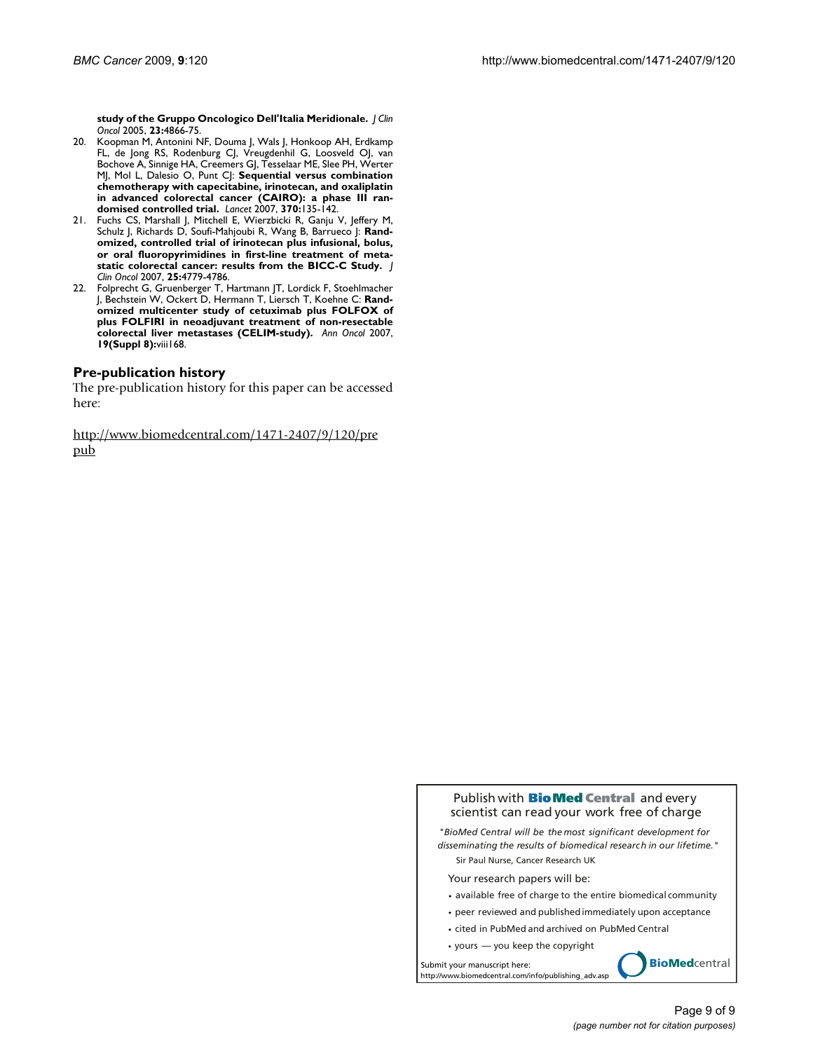**study of the Gruppo Oncologico Dell'Italia Meridionale.** *J Clin Oncol* 2005, **23:**4866-75.

20. Koopman M, Antonini NF, Douma J, Wals J, Honkoop AH, Erdkamp FL, de Jong RS, Rodenburg CJ, Vreugdenhil G, Loosveld OJ, van Bochove A, Sinnige HA, Creemers GJ, Tesselaar ME, Slee PH, Werter MJ, Mol L, Dalesio O, Punt CJ: **Sequential versus combination chemotherapy with capecitabine, irinotecan, and oxaliplatin in advanced colorectal cancer (CAIRO): a phase III randomised controlled trial.** *Lancet* 2007, **370:**135-142.
21. Fuchs CS, Marshall J, Mitchell E, Wierzbicki R, Ganju V, Jeffery M, Schulz J, Richards D, Soufi-Mahjoubi R, Wang B, Barrueco J: **Randomized, controlled trial of irinotecan plus infusional, bolus, or oral fluoropyrimidines in first-line treatment of metastatic colorectal cancer: results from the BICC-C Study.** *J Clin Oncol* 2007, **25:**4779-4786.
22. Folprecht G, Gruenberger T, Hartmann JT, Lordick F, Stoehlmacher J, Bechstein W, Ockert D, Hermann T, Liersch T, Koehne C: **Randomized multicenter study of cetuximab plus FOLFOX of plus FOLFIRI in neoadjuvant treatment of non-resectable colorectal liver metastases (CELIM-study).** *Ann Oncol* 2007, **19(Suppl 8):**viii168.

## Pre-publication history

The pre-publication history for this paper can be accessed here:

http://www.biomedcentral.com/1471-2407/9/120/prepub